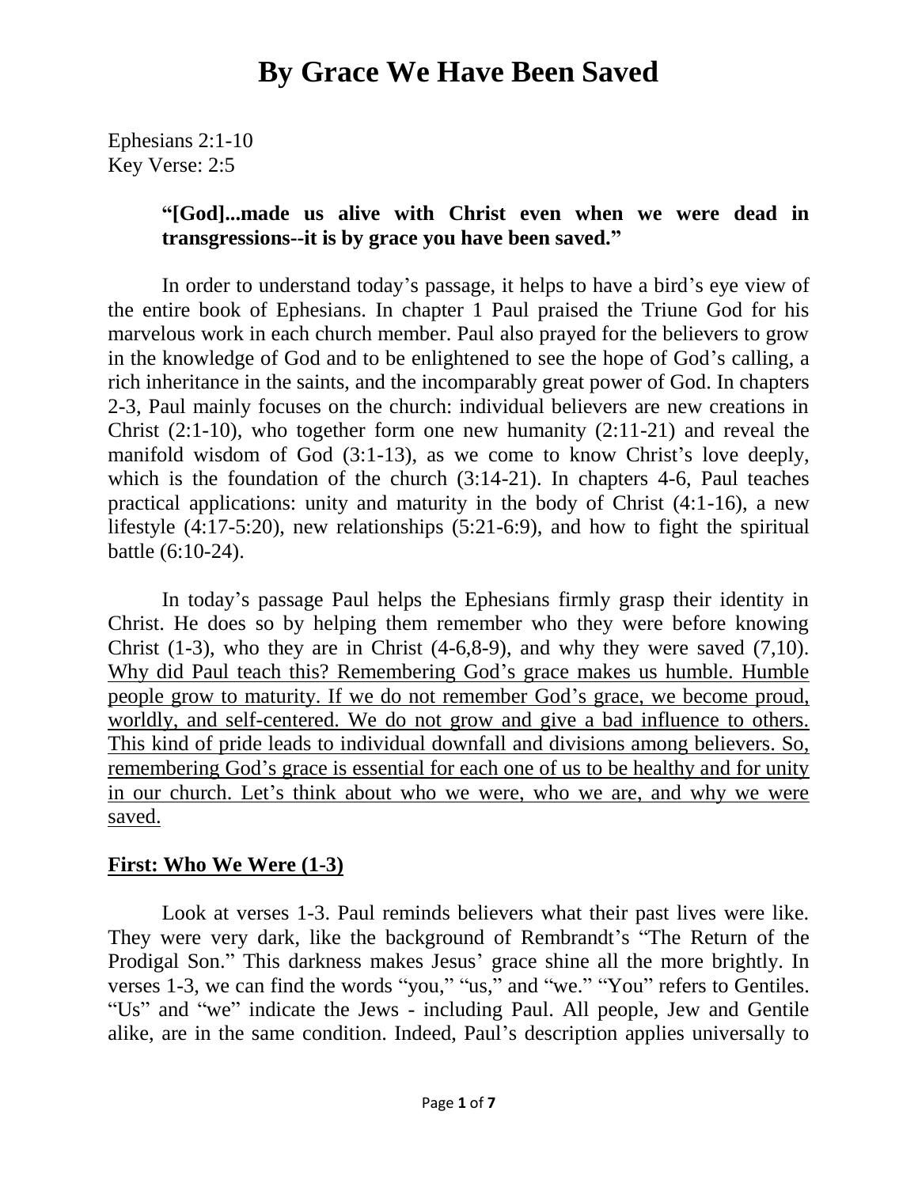# By Grace We Have Been Saved

Ephesians 2:1-10
Key Verse: 2:5

> **"[God]...made us alive with Christ even when we were dead in transgressions--it is by grace you have been saved."**

In order to understand today's passage, it helps to have a bird's eye view of the entire book of Ephesians. In chapter 1 Paul praised the Triune God for his marvelous work in each church member. Paul also prayed for the believers to grow in the knowledge of God and to be enlightened to see the hope of God's calling, a rich inheritance in the saints, and the incomparably great power of God. In chapters 2-3, Paul mainly focuses on the church: individual believers are new creations in Christ (2:1-10), who together form one new humanity (2:11-21) and reveal the manifold wisdom of God (3:1-13), as we come to know Christ's love deeply, which is the foundation of the church (3:14-21). In chapters 4-6, Paul teaches practical applications: unity and maturity in the body of Christ (4:1-16), a new lifestyle (4:17-5:20), new relationships (5:21-6:9), and how to fight the spiritual battle (6:10-24).

In today's passage Paul helps the Ephesians firmly grasp their identity in Christ. He does so by helping them remember who they were before knowing Christ (1-3), who they are in Christ (4-6,8-9), and why they were saved (7,10). <u>Why did Paul teach this? Remembering God's grace makes us humble. Humble people grow to maturity. If we do not remember God's grace, we become proud, worldly, and self-centered. We do not grow and give a bad influence to others. This kind of pride leads to individual downfall and divisions among believers. So, remembering God's grace is essential for each one of us to be healthy and for unity in our church. Let's think about who we were, who we are, and why we were saved.</u>

## <u>First: Who We Were (1-3)</u>

Look at verses 1-3. Paul reminds believers what their past lives were like. They were very dark, like the background of Rembrandt's "The Return of the Prodigal Son." This darkness makes Jesus' grace shine all the more brightly. In verses 1-3, we can find the words "you," "us," and "we." "You" refers to Gentiles. "Us" and "we" indicate the Jews - including Paul. All people, Jew and Gentile alike, are in the same condition. Indeed, Paul's description applies universally to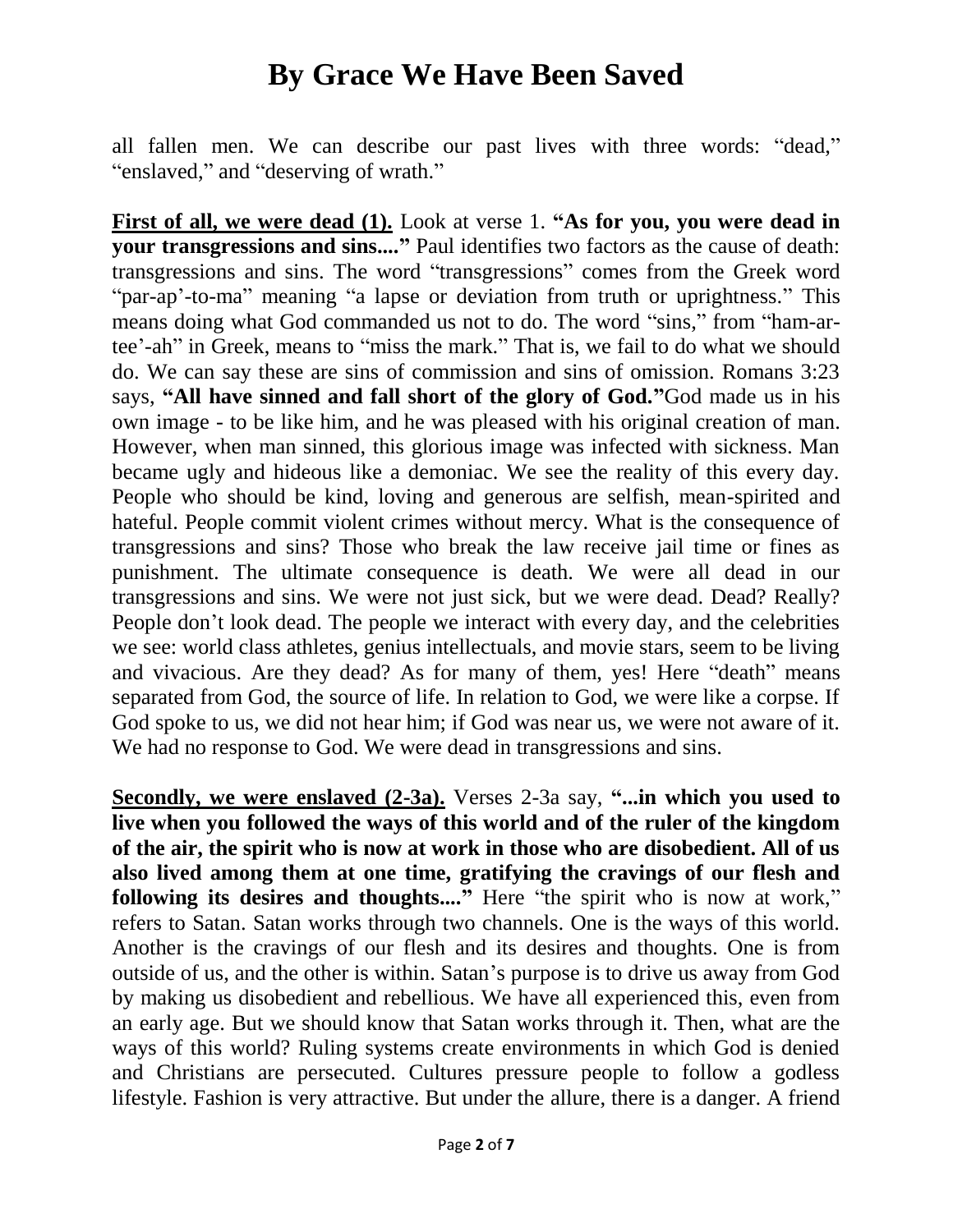all fallen men. We can describe our past lives with three words: "dead," "enslaved," and "deserving of wrath."

**First of all, we were dead (1).** Look at verse 1. **"As for you, you were dead in your transgressions and sins...."** Paul identifies two factors as the cause of death: transgressions and sins. The word "transgressions" comes from the Greek word "par-ap'-to-ma" meaning "a lapse or deviation from truth or uprightness." This means doing what God commanded us not to do. The word "sins," from "ham-ar-tee'-ah" in Greek, means to "miss the mark." That is, we fail to do what we should do. We can say these are sins of commission and sins of omission. Romans 3:23 says, **"All have sinned and fall short of the glory of God."**God made us in his own image - to be like him, and he was pleased with his original creation of man. However, when man sinned, this glorious image was infected with sickness. Man became ugly and hideous like a demoniac. We see the reality of this every day. People who should be kind, loving and generous are selfish, mean-spirited and hateful. People commit violent crimes without mercy. What is the consequence of transgressions and sins? Those who break the law receive jail time or fines as punishment. The ultimate consequence is death. We were all dead in our transgressions and sins. We were not just sick, but we were dead. Dead? Really? People don't look dead. The people we interact with every day, and the celebrities we see: world class athletes, genius intellectuals, and movie stars, seem to be living and vivacious. Are they dead? As for many of them, yes! Here "death" means separated from God, the source of life. In relation to God, we were like a corpse. If God spoke to us, we did not hear him; if God was near us, we were not aware of it. We had no response to God. We were dead in transgressions and sins.

**Secondly, we were enslaved (2-3a).** Verses 2-3a say, **"...in which you used to live when you followed the ways of this world and of the ruler of the kingdom of the air, the spirit who is now at work in those who are disobedient. All of us also lived among them at one time, gratifying the cravings of our flesh and following its desires and thoughts...."** Here "the spirit who is now at work," refers to Satan. Satan works through two channels. One is the ways of this world. Another is the cravings of our flesh and its desires and thoughts. One is from outside of us, and the other is within. Satan's purpose is to drive us away from God by making us disobedient and rebellious. We have all experienced this, even from an early age. But we should know that Satan works through it. Then, what are the ways of this world? Ruling systems create environments in which God is denied and Christians are persecuted. Cultures pressure people to follow a godless lifestyle. Fashion is very attractive. But under the allure, there is a danger. A friend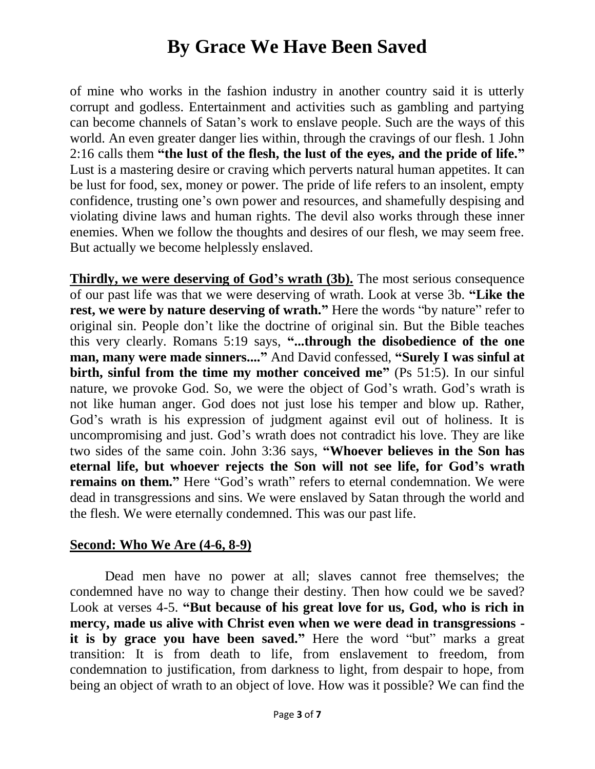of mine who works in the fashion industry in another country said it is utterly corrupt and godless. Entertainment and activities such as gambling and partying can become channels of Satan's work to enslave people. Such are the ways of this world. An even greater danger lies within, through the cravings of our flesh. 1 John 2:16 calls them **"the lust of the flesh, the lust of the eyes, and the pride of life."** Lust is a mastering desire or craving which perverts natural human appetites. It can be lust for food, sex, money or power. The pride of life refers to an insolent, empty confidence, trusting one's own power and resources, and shamefully despising and violating divine laws and human rights. The devil also works through these inner enemies. When we follow the thoughts and desires of our flesh, we may seem free. But actually we become helplessly enslaved.

**Thirdly, we were deserving of God's wrath (3b).** The most serious consequence of our past life was that we were deserving of wrath. Look at verse 3b. **"Like the rest, we were by nature deserving of wrath."** Here the words "by nature" refer to original sin. People don't like the doctrine of original sin. But the Bible teaches this very clearly. Romans 5:19 says, **"...through the disobedience of the one man, many were made sinners...."** And David confessed, **"Surely I was sinful at birth, sinful from the time my mother conceived me"** (Ps 51:5). In our sinful nature, we provoke God. So, we were the object of God's wrath. God's wrath is not like human anger. God does not just lose his temper and blow up. Rather, God's wrath is his expression of judgment against evil out of holiness. It is uncompromising and just. God's wrath does not contradict his love. They are like two sides of the same coin. John 3:36 says, **"Whoever believes in the Son has eternal life, but whoever rejects the Son will not see life, for God's wrath remains on them."** Here "God's wrath" refers to eternal condemnation. We were dead in transgressions and sins. We were enslaved by Satan through the world and the flesh. We were eternally condemned. This was our past life.

## Second: Who We Are (4-6, 8-9)

Dead men have no power at all; slaves cannot free themselves; the condemned have no way to change their destiny. Then how could we be saved? Look at verses 4-5. **"But because of his great love for us, God, who is rich in mercy, made us alive with Christ even when we were dead in transgressions - it is by grace you have been saved."** Here the word "but" marks a great transition: It is from death to life, from enslavement to freedom, from condemnation to justification, from darkness to light, from despair to hope, from being an object of wrath to an object of love. How was it possible? We can find the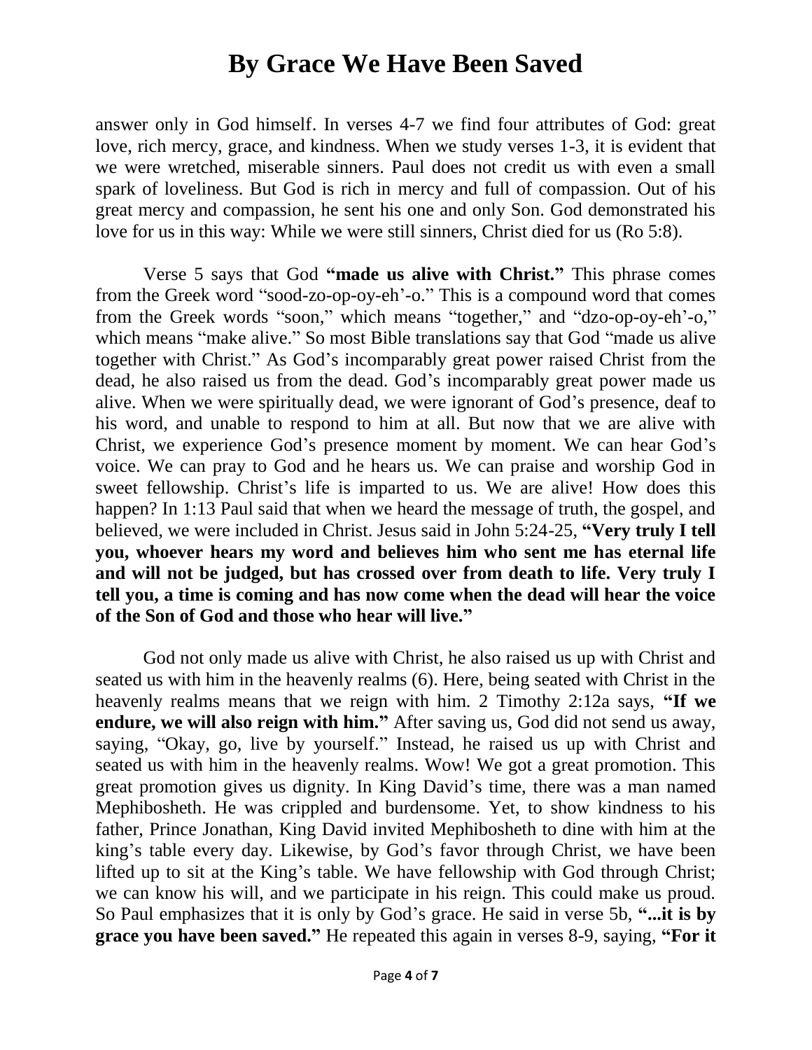answer only in God himself. In verses 4-7 we find four attributes of God: great love, rich mercy, grace, and kindness. When we study verses 1-3, it is evident that we were wretched, miserable sinners. Paul does not credit us with even a small spark of loveliness. But God is rich in mercy and full of compassion. Out of his great mercy and compassion, he sent his one and only Son. God demonstrated his love for us in this way: While we were still sinners, Christ died for us (Ro 5:8).

Verse 5 says that God **"made us alive with Christ."** This phrase comes from the Greek word "sood-zo-op-oy-eh'-o." This is a compound word that comes from the Greek words "soon," which means "together," and "dzo-op-oy-eh'-o," which means "make alive." So most Bible translations say that God "made us alive together with Christ." As God's incomparably great power raised Christ from the dead, he also raised us from the dead. God's incomparably great power made us alive. When we were spiritually dead, we were ignorant of God's presence, deaf to his word, and unable to respond to him at all. But now that we are alive with Christ, we experience God's presence moment by moment. We can hear God's voice. We can pray to God and he hears us. We can praise and worship God in sweet fellowship. Christ's life is imparted to us. We are alive! How does this happen? In 1:13 Paul said that when we heard the message of truth, the gospel, and believed, we were included in Christ. Jesus said in John 5:24-25, **"Very truly I tell you, whoever hears my word and believes him who sent me has eternal life and will not be judged, but has crossed over from death to life. Very truly I tell you, a time is coming and has now come when the dead will hear the voice of the Son of God and those who hear will live."**

God not only made us alive with Christ, he also raised us up with Christ and seated us with him in the heavenly realms (6). Here, being seated with Christ in the heavenly realms means that we reign with him. 2 Timothy 2:12a says, **"If we endure, we will also reign with him."** After saving us, God did not send us away, saying, "Okay, go, live by yourself." Instead, he raised us up with Christ and seated us with him in the heavenly realms. Wow! We got a great promotion. This great promotion gives us dignity. In King David's time, there was a man named Mephibosheth. He was crippled and burdensome. Yet, to show kindness to his father, Prince Jonathan, King David invited Mephibosheth to dine with him at the king's table every day. Likewise, by God's favor through Christ, we have been lifted up to sit at the King's table. We have fellowship with God through Christ; we can know his will, and we participate in his reign. This could make us proud. So Paul emphasizes that it is only by God's grace. He said in verse 5b, **"...it is by grace you have been saved."** He repeated this again in verses 8-9, saying, **"For it**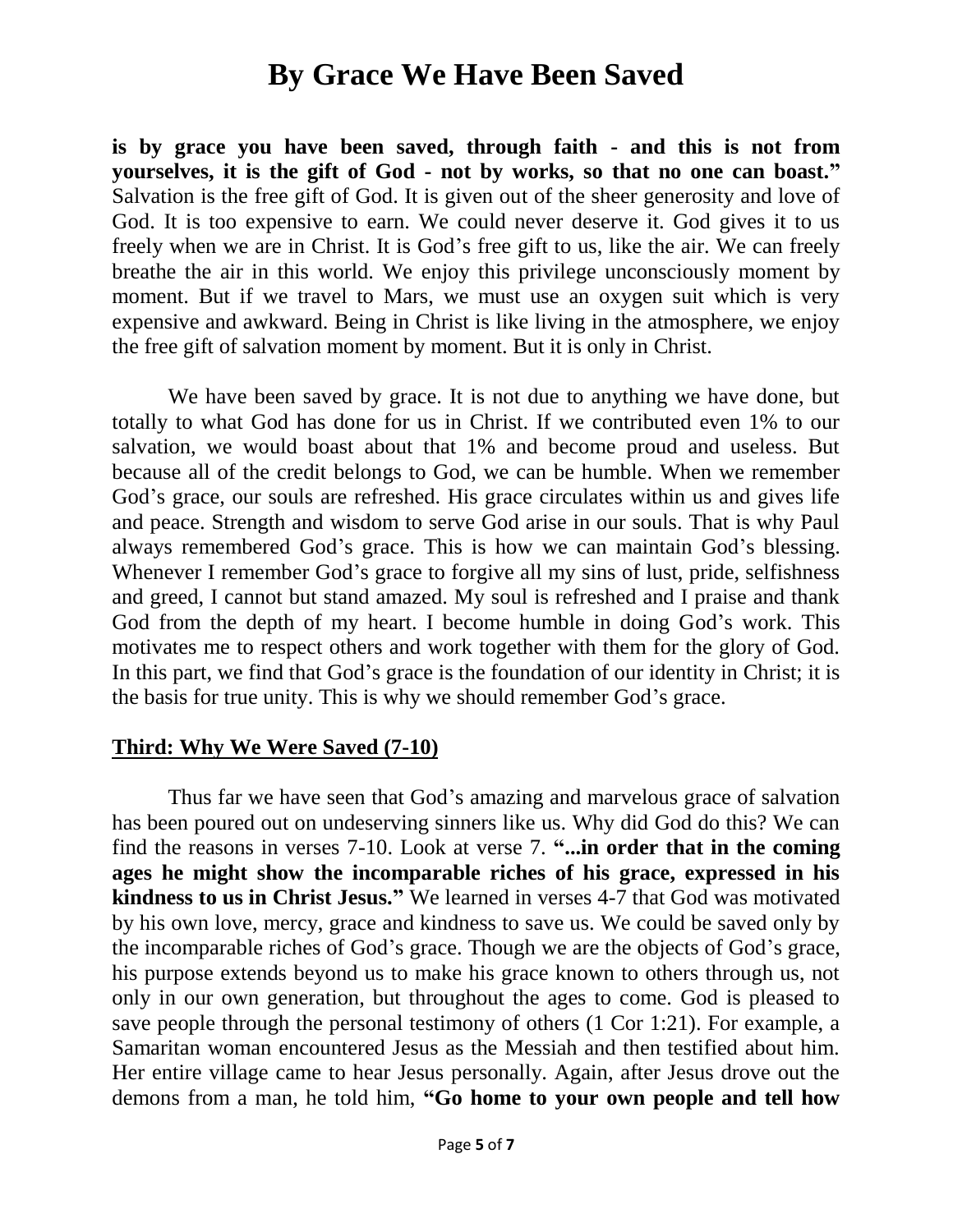# By Grace We Have Been Saved

**is by grace you have been saved, through faith - and this is not from yourselves, it is the gift of God - not by works, so that no one can boast."** Salvation is the free gift of God. It is given out of the sheer generosity and love of God. It is too expensive to earn. We could never deserve it. God gives it to us freely when we are in Christ. It is God's free gift to us, like the air. We can freely breathe the air in this world. We enjoy this privilege unconsciously moment by moment. But if we travel to Mars, we must use an oxygen suit which is very expensive and awkward. Being in Christ is like living in the atmosphere, we enjoy the free gift of salvation moment by moment. But it is only in Christ.

We have been saved by grace. It is not due to anything we have done, but totally to what God has done for us in Christ. If we contributed even 1% to our salvation, we would boast about that 1% and become proud and useless. But because all of the credit belongs to God, we can be humble. When we remember God's grace, our souls are refreshed. His grace circulates within us and gives life and peace. Strength and wisdom to serve God arise in our souls. That is why Paul always remembered God's grace. This is how we can maintain God's blessing. Whenever I remember God's grace to forgive all my sins of lust, pride, selfishness and greed, I cannot but stand amazed. My soul is refreshed and I praise and thank God from the depth of my heart. I become humble in doing God's work. This motivates me to respect others and work together with them for the glory of God. In this part, we find that God's grace is the foundation of our identity in Christ; it is the basis for true unity. This is why we should remember God's grace.

**Third: Why We Were Saved (7-10)**

Thus far we have seen that God's amazing and marvelous grace of salvation has been poured out on undeserving sinners like us. Why did God do this? We can find the reasons in verses 7-10. Look at verse 7. **"...in order that in the coming ages he might show the incomparable riches of his grace, expressed in his kindness to us in Christ Jesus."** We learned in verses 4-7 that God was motivated by his own love, mercy, grace and kindness to save us. We could be saved only by the incomparable riches of God's grace. Though we are the objects of God's grace, his purpose extends beyond us to make his grace known to others through us, not only in our own generation, but throughout the ages to come. God is pleased to save people through the personal testimony of others (1 Cor 1:21). For example, a Samaritan woman encountered Jesus as the Messiah and then testified about him. Her entire village came to hear Jesus personally. Again, after Jesus drove out the demons from a man, he told him, **"Go home to your own people and tell how**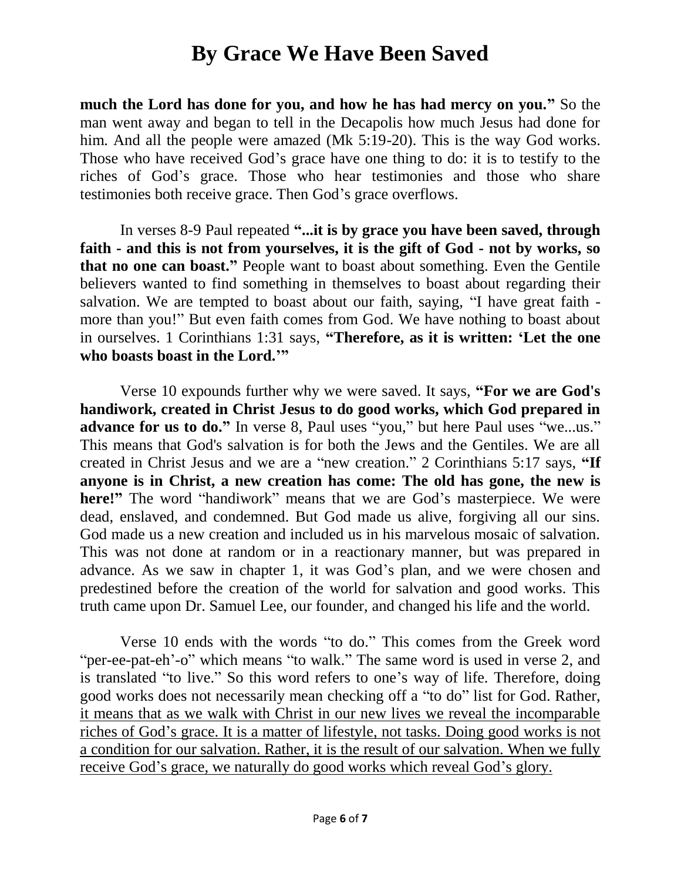**much the Lord has done for you, and how he has had mercy on you."** So the man went away and began to tell in the Decapolis how much Jesus had done for him. And all the people were amazed (Mk 5:19-20). This is the way God works. Those who have received God's grace have one thing to do: it is to testify to the riches of God's grace. Those who hear testimonies and those who share testimonies both receive grace. Then God's grace overflows.

In verses 8-9 Paul repeated **"...it is by grace you have been saved, through faith - and this is not from yourselves, it is the gift of God - not by works, so that no one can boast."** People want to boast about something. Even the Gentile believers wanted to find something in themselves to boast about regarding their salvation. We are tempted to boast about our faith, saying, "I have great faith - more than you!" But even faith comes from God. We have nothing to boast about in ourselves. 1 Corinthians 1:31 says, **"Therefore, as it is written: 'Let the one who boasts boast in the Lord.'"**

Verse 10 expounds further why we were saved. It says, **"For we are God's handiwork, created in Christ Jesus to do good works, which God prepared in advance for us to do."** In verse 8, Paul uses "you," but here Paul uses "we...us." This means that God's salvation is for both the Jews and the Gentiles. We are all created in Christ Jesus and we are a "new creation." 2 Corinthians 5:17 says, **"If anyone is in Christ, a new creation has come: The old has gone, the new is here!"** The word "handiwork" means that we are God's masterpiece. We were dead, enslaved, and condemned. But God made us alive, forgiving all our sins. God made us a new creation and included us in his marvelous mosaic of salvation. This was not done at random or in a reactionary manner, but was prepared in advance. As we saw in chapter 1, it was God's plan, and we were chosen and predestined before the creation of the world for salvation and good works. This truth came upon Dr. Samuel Lee, our founder, and changed his life and the world.

Verse 10 ends with the words "to do." This comes from the Greek word "per-ee-pat-eh'-o" which means "to walk." The same word is used in verse 2, and is translated "to live." So this word refers to one's way of life. Therefore, doing good works does not necessarily mean checking off a "to do" list for God. Rather, <u>it means that as we walk with Christ in our new lives we reveal the incomparable riches of God's grace. It is a matter of lifestyle, not tasks. Doing good works is not a condition for our salvation. Rather, it is the result of our salvation. When we fully receive God's grace, we naturally do good works which reveal God's glory.</u>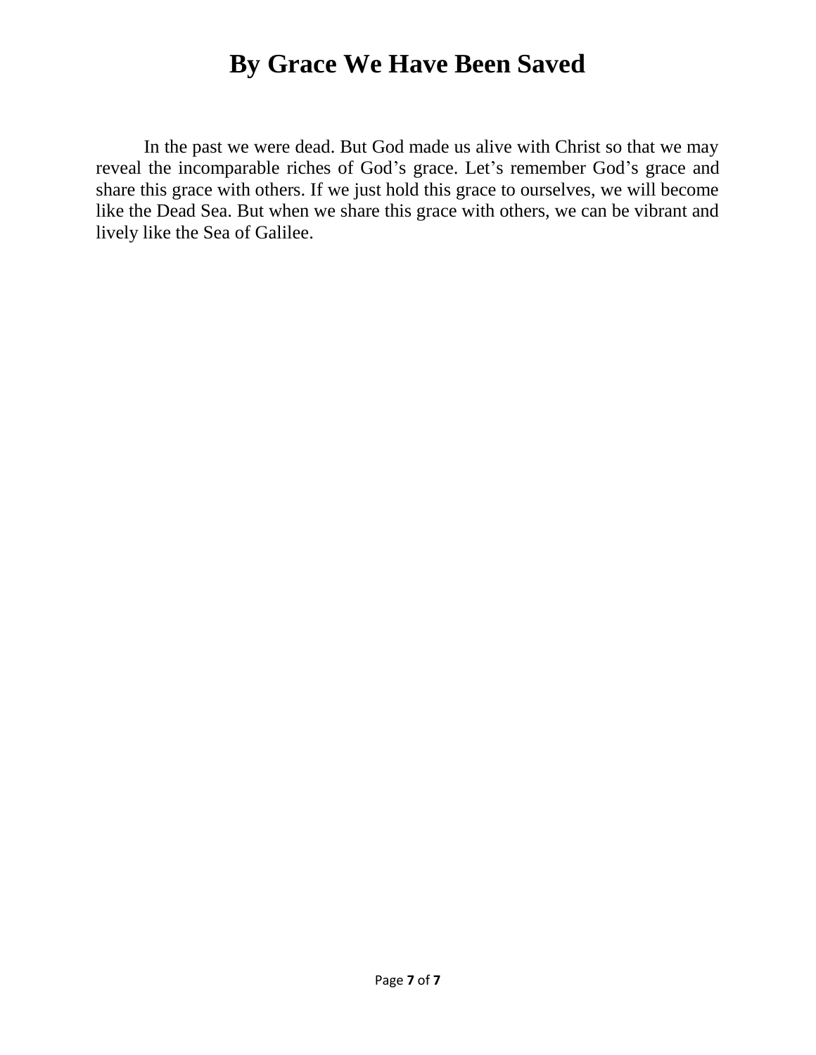# By Grace We Have Been Saved

In the past we were dead. But God made us alive with Christ so that we may reveal the incomparable riches of God's grace. Let's remember God's grace and share this grace with others. If we just hold this grace to ourselves, we will become like the Dead Sea. But when we share this grace with others, we can be vibrant and lively like the Sea of Galilee.